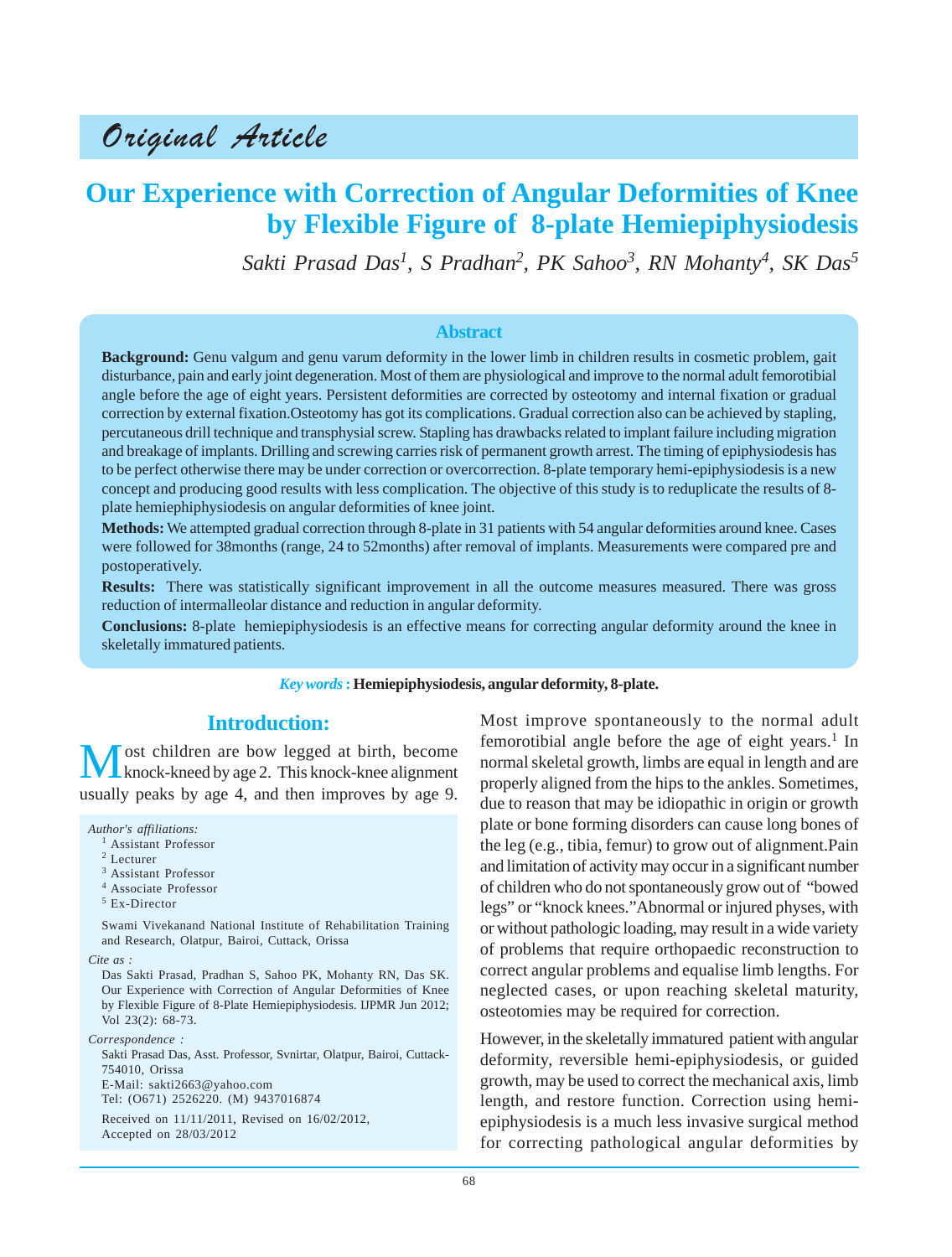*Original Article*

# Our Experience with Correction of Angular Deformities of Knee by Flexible Figure of 8-plate Hemiepiphysiodesis

*Sakti Prasad Das[1], S Pradhan[2], PK Sahoo[3], RN Mohanty[4], SK Das[5]*

## Abstract

**Background:** Genu valgum and genu varum deformity in the lower limb in children results in cosmetic problem, gait disturbance, pain and early joint degeneration. Most of them are physiological and improve to the normal adult femorotibial angle before the age of eight years. Persistent deformities are corrected by osteotomy and internal fixation or gradual correction by external fixation.Osteotomy has got its complications. Gradual correction also can be achieved by stapling, percutaneous drill technique and transphysial screw. Stapling has drawbacks related to implant failure including migration and breakage of implants. Drilling and screwing carries risk of permanent growth arrest. The timing of epiphysiodesis has to be perfect otherwise there may be under correction or overcorrection. 8-plate temporary hemi-epiphysiodesis is a new concept and producing good results with less complication. The objective of this study is to reduplicate the results of 8-plate hemiephiphysiodesis on angular deformities of knee joint.

**Methods:** We attempted gradual correction through 8-plate in 31 patients with 54 angular deformities around knee. Cases were followed for 38months (range, 24 to 52months) after removal of implants. Measurements were compared pre and postoperatively.

**Results:** There was statistically significant improvement in all the outcome measures measured. There was gross reduction of intermalleolar distance and reduction in angular deformity.

**Conclusions:** 8-plate hemiepiphysiodesis is an effective means for correcting angular deformity around the knee in skeletally immatured patients.

*Key words* : **Hemiepiphysiodesis, angular deformity, 8-plate.**

## Introduction:

Most children are bow legged at birth, become knock-kneed by age 2. This knock-knee alignment usually peaks by age 4, and then improves by age 9. Most improve spontaneously to the normal adult femorotibial angle before the age of eight years.[1] In normal skeletal growth, limbs are equal in length and are properly aligned from the hips to the ankles. Sometimes, due to reason that may be idiopathic in origin or growth plate or bone forming disorders can cause long bones of the leg (e.g., tibia, femur) to grow out of alignment.Pain and limitation of activity may occur in a significant number of children who do not spontaneously grow out of "bowed legs" or "knock knees."Abnormal or injured physes, with or without pathologic loading, may result in a wide variety of problems that require orthopaedic reconstruction to correct angular problems and equalise limb lengths. For neglected cases, or upon reaching skeletal maturity, osteotomies may be required for correction.

However, in the skeletally immatured patient with angular deformity, reversible hemi-epiphysiodesis, or guided growth, may be used to correct the mechanical axis, limb length, and restore function. Correction using hemi-epiphysiodesis is a much less invasive surgical method for correcting pathological angular deformities by

*Author's affiliations:*

[1] Assistant Professor
[2] Lecturer
[3] Assistant Professor
[4] Associate Professor
[5] Ex-Director

Swami Vivekanand National Institute of Rehabilitation Training and Research, Olatpur, Bairoi, Cuttack, Orissa

*Cite as :*

Das Sakti Prasad, Pradhan S, Sahoo PK, Mohanty RN, Das SK. Our Experience with Correction of Angular Deformities of Knee by Flexible Figure of 8-Plate Hemiepiphysiodesis. IJPMR Jun 2012; Vol 23(2): 68-73.

*Correspondence :*

Sakti Prasad Das, Asst. Professor, Svnirtar, Olatpur, Bairoi, Cuttack-754010, Orissa
E-Mail: sakti2663@yahoo.com
Tel: (O671) 2526220. (M) 9437016874

Received on 11/11/2011, Revised on 16/02/2012, Accepted on 28/03/2012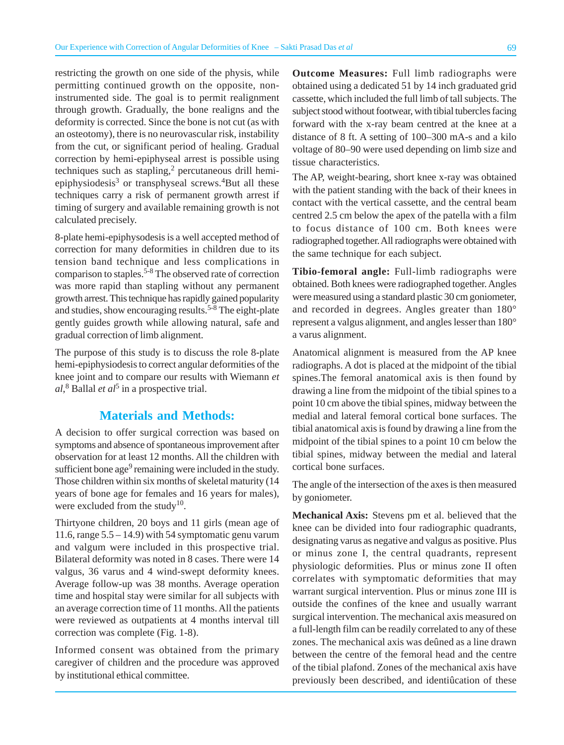restricting the growth on one side of the physis, while permitting continued growth on the opposite, non-instrumented side. The goal is to permit realignment through growth. Gradually, the bone realigns and the deformity is corrected. Since the bone is not cut (as with an osteotomy), there is no neurovascular risk, instability from the cut, or significant period of healing. Gradual correction by hemi-epiphyseal arrest is possible using techniques such as stapling,[2] percutaneous drill hemi-epiphysiodesis[3] or transphyseal screws.[4]But all these techniques carry a risk of permanent growth arrest if timing of surgery and available remaining growth is not calculated precisely.

8-plate hemi-epiphysodesis is a well accepted method of correction for many deformities in children due to its tension band technique and less complications in comparison to staples.[5-8] The observed rate of correction was more rapid than stapling without any permanent growth arrest. This technique has rapidly gained popularity and studies, show encouraging results.[5-8] The eight-plate gently guides growth while allowing natural, safe and gradual correction of limb alignment.

The purpose of this study is to discuss the role 8-plate hemi-epiphysiodesis to correct angular deformities of the knee joint and to compare our results with Wiemann *et al*,[8] Ballal *et al*[5] in a prospective trial.

## Materials and Methods:

A decision to offer surgical correction was based on symptoms and absence of spontaneous improvement after observation for at least 12 months. All the children with sufficient bone age[9] remaining were included in the study. Those children within six months of skeletal maturity (14 years of bone age for females and 16 years for males), were excluded from the study[10].

Thirtyone children, 20 boys and 11 girls (mean age of 11.6, range 5.5 – 14.9) with 54 symptomatic genu varum and valgum were included in this prospective trial. Bilateral deformity was noted in 8 cases. There were 14 valgus, 36 varus and 4 wind-swept deformity knees. Average follow-up was 38 months. Average operation time and hospital stay were similar for all subjects with an average correction time of 11 months. All the patients were reviewed as outpatients at 4 months interval till correction was complete (Fig. 1-8).

Informed consent was obtained from the primary caregiver of children and the procedure was approved by institutional ethical committee.

**Outcome Measures:** Full limb radiographs were obtained using a dedicated 51 by 14 inch graduated grid cassette, which included the full limb of tall subjects. The subject stood without footwear, with tibial tubercles facing forward with the x-ray beam centred at the knee at a distance of 8 ft. A setting of 100–300 mA-s and a kilo voltage of 80–90 were used depending on limb size and tissue characteristics.

The AP, weight-bearing, short knee x-ray was obtained with the patient standing with the back of their knees in contact with the vertical cassette, and the central beam centred 2.5 cm below the apex of the patella with a film to focus distance of 100 cm. Both knees were radiographed together. All radiographs were obtained with the same technique for each subject.

**Tibio-femoral angle:** Full-limb radiographs were obtained. Both knees were radiographed together. Angles were measured using a standard plastic 30 cm goniometer, and recorded in degrees. Angles greater than 180° represent a valgus alignment, and angles lesser than 180° a varus alignment.

Anatomical alignment is measured from the AP knee radiographs. A dot is placed at the midpoint of the tibial spines.The femoral anatomical axis is then found by drawing a line from the midpoint of the tibial spines to a point 10 cm above the tibial spines, midway between the medial and lateral femoral cortical bone surfaces. The tibial anatomical axis is found by drawing a line from the midpoint of the tibial spines to a point 10 cm below the tibial spines, midway between the medial and lateral cortical bone surfaces.

The angle of the intersection of the axes is then measured by goniometer.

**Mechanical Axis:** Stevens pm et al. believed that the knee can be divided into four radiographic quadrants, designating varus as negative and valgus as positive. Plus or minus zone I, the central quadrants, represent physiologic deformities. Plus or minus zone II often correlates with symptomatic deformities that may warrant surgical intervention. Plus or minus zone III is outside the confines of the knee and usually warrant surgical intervention. The mechanical axis measured on a full-length film can be readily correlated to any of these zones. The mechanical axis was deûned as a line drawn between the centre of the femoral head and the centre of the tibial plafond. Zones of the mechanical axis have previously been described, and identiûcation of these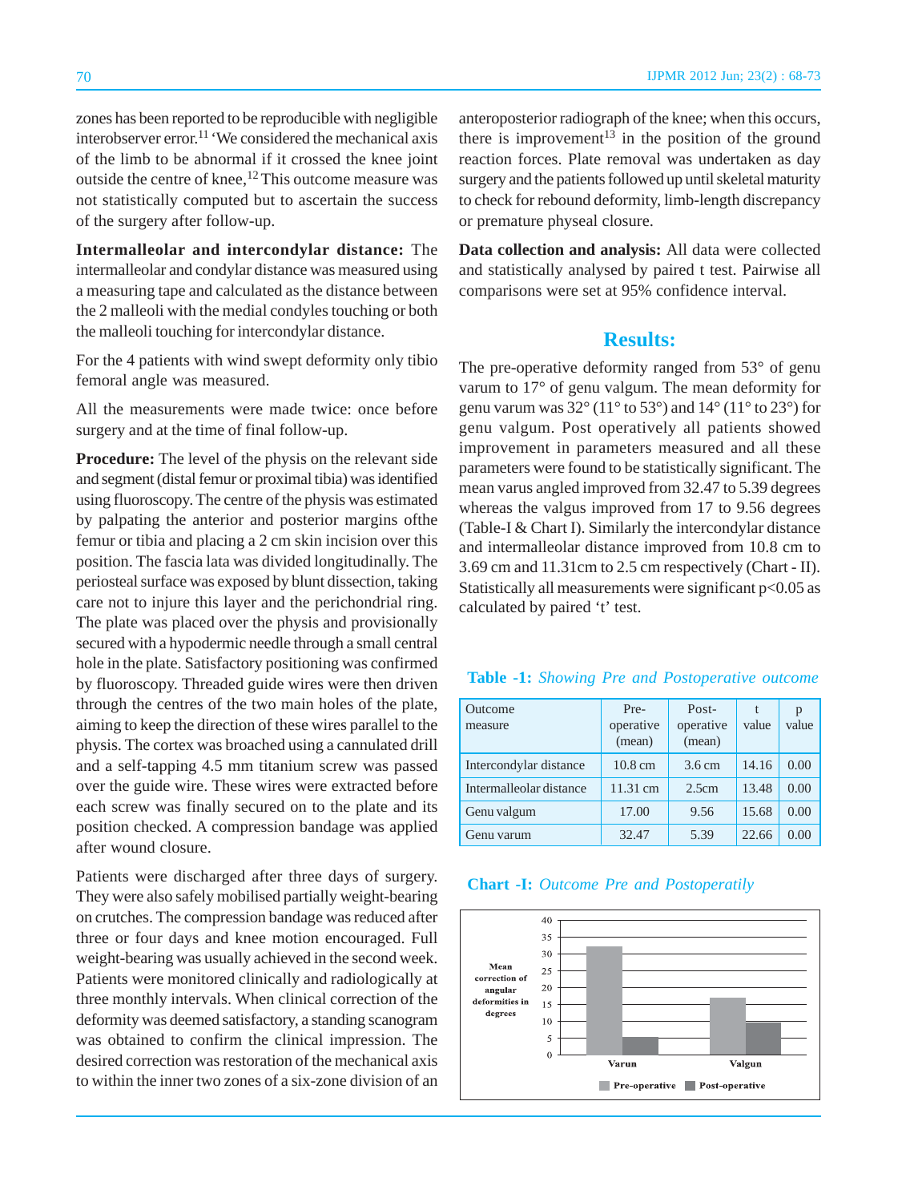zones has been reported to be reproducible with negligible interobserver error.[11] 'We considered the mechanical axis of the limb to be abnormal if it crossed the knee joint outside the centre of knee,[12] This outcome measure was not statistically computed but to ascertain the success of the surgery after follow-up.

**Intermalleolar and intercondylar distance:** The intermalleolar and condylar distance was measured using a measuring tape and calculated as the distance between the 2 malleoli with the medial condyles touching or both the malleoli touching for intercondylar distance.

For the 4 patients with wind swept deformity only tibio femoral angle was measured.

All the measurements were made twice: once before surgery and at the time of final follow-up.

**Procedure:** The level of the physis on the relevant side and segment (distal femur or proximal tibia) was identified using fluoroscopy. The centre of the physis was estimated by palpating the anterior and posterior margins ofthe femur or tibia and placing a 2 cm skin incision over this position. The fascia lata was divided longitudinally. The periosteal surface was exposed by blunt dissection, taking care not to injure this layer and the perichondrial ring. The plate was placed over the physis and provisionally secured with a hypodermic needle through a small central hole in the plate. Satisfactory positioning was confirmed by fluoroscopy. Threaded guide wires were then driven through the centres of the two main holes of the plate, aiming to keep the direction of these wires parallel to the physis. The cortex was broached using a cannulated drill and a self-tapping 4.5 mm titanium screw was passed over the guide wire. These wires were extracted before each screw was finally secured on to the plate and its position checked. A compression bandage was applied after wound closure.

Patients were discharged after three days of surgery. They were also safely mobilised partially weight-bearing on crutches. The compression bandage was reduced after three or four days and knee motion encouraged. Full weight-bearing was usually achieved in the second week. Patients were monitored clinically and radiologically at three monthly intervals. When clinical correction of the deformity was deemed satisfactory, a standing scanogram was obtained to confirm the clinical impression. The desired correction was restoration of the mechanical axis to within the inner two zones of a six-zone division of an anteroposterior radiograph of the knee; when this occurs, there is improvement[13] in the position of the ground reaction forces. Plate removal was undertaken as day surgery and the patients followed up until skeletal maturity to check for rebound deformity, limb-length discrepancy or premature physeal closure.

**Data collection and analysis:** All data were collected and statistically analysed by paired t test. Pairwise all comparisons were set at 95% confidence interval.

## Results:

The pre-operative deformity ranged from 53° of genu varum to 17° of genu valgum. The mean deformity for genu varum was 32° (11° to 53°) and 14° (11° to 23°) for genu valgum. Post operatively all patients showed improvement in parameters measured and all these parameters were found to be statistically significant. The mean varus angled improved from 32.47 to 5.39 degrees whereas the valgus improved from 17 to 9.56 degrees (Table-I & Chart I). Similarly the intercondylar distance and intermalleolar distance improved from 10.8 cm to 3.69 cm and 11.31cm to 2.5 cm respectively (Chart - II). Statistically all measurements were significant $p<0.05$ as calculated by paired 't' test.

**Table -1:** *Showing Pre and Postoperative outcome*

| Outcome measure | Pre-operative (mean) | Post-operative (mean) | t value | p value |
|---|---|---|---|---|
| Intercondylar distance | 10.8 cm | 3.6 cm | 14.16 | 0.00 |
| Intermalleolar distance | 11.31 cm | 2.5cm | 13.48 | 0.00 |
| Genu valgum | 17.00 | 9.56 | 15.68 | 0.00 |
| Genu varum | 32.47 | 5.39 | 22.66 | 0.00 |

**Chart -I:** *Outcome Pre and Postoperatily*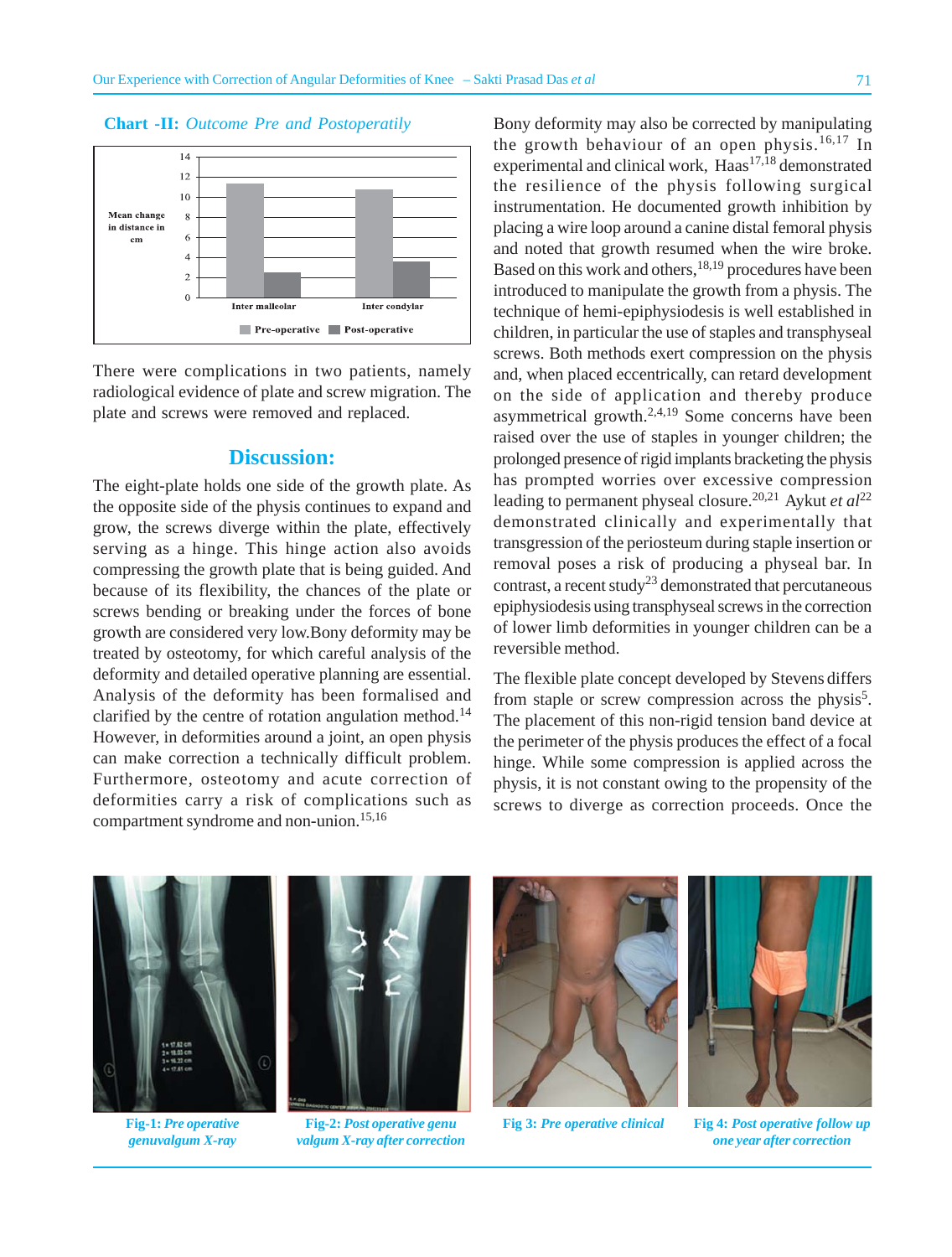**Chart -II:** *Outcome Pre and Postoperatily*

There were complications in two patients, namely radiological evidence of plate and screw migration. The plate and screws were removed and replaced.

## Discussion:

The eight-plate holds one side of the growth plate. As the opposite side of the physis continues to expand and grow, the screws diverge within the plate, effectively serving as a hinge. This hinge action also avoids compressing the growth plate that is being guided. And because of its flexibility, the chances of the plate or screws bending or breaking under the forces of bone growth are considered very low.Bony deformity may be treated by osteotomy, for which careful analysis of the deformity and detailed operative planning are essential. Analysis of the deformity has been formalised and clarified by the centre of rotation angulation method.[14] However, in deformities around a joint, an open physis can make correction a technically difficult problem. Furthermore, osteotomy and acute correction of deformities carry a risk of complications such as compartment syndrome and non-union.[15,16]

Bony deformity may also be corrected by manipulating the growth behaviour of an open physis.[16,17] In experimental and clinical work, Haas[17,18] demonstrated the resilience of the physis following surgical instrumentation. He documented growth inhibition by placing a wire loop around a canine distal femoral physis and noted that growth resumed when the wire broke. Based on this work and others,[18,19] procedures have been introduced to manipulate the growth from a physis. The technique of hemi-epiphysiodesis is well established in children, in particular the use of staples and transphyseal screws. Both methods exert compression on the physis and, when placed eccentrically, can retard development on the side of application and thereby produce asymmetrical growth.[2,4,19] Some concerns have been raised over the use of staples in younger children; the prolonged presence of rigid implants bracketing the physis has prompted worries over excessive compression leading to permanent physeal closure.[20,21] Aykut *et al*[22] demonstrated clinically and experimentally that transgression of the periosteum during staple insertion or removal poses a risk of producing a physeal bar. In contrast, a recent study[23] demonstrated that percutaneous epiphysiodesis using transphyseal screws in the correction of lower limb deformities in younger children can be a reversible method.

The flexible plate concept developed by Stevens differs from staple or screw compression across the physis[5]. The placement of this non-rigid tension band device at the perimeter of the physis produces the effect of a focal hinge. While some compression is applied across the physis, it is not constant owing to the propensity of the screws to diverge as correction proceeds. Once the

**Fig-1:** *Pre operative genuvalgum X-ray*

**Fig-2:** *Post operative genu valgum X-ray after correction*

**Fig 3:** *Pre operative clinical*

**Fig 4:** *Post operative follow up one year after correction*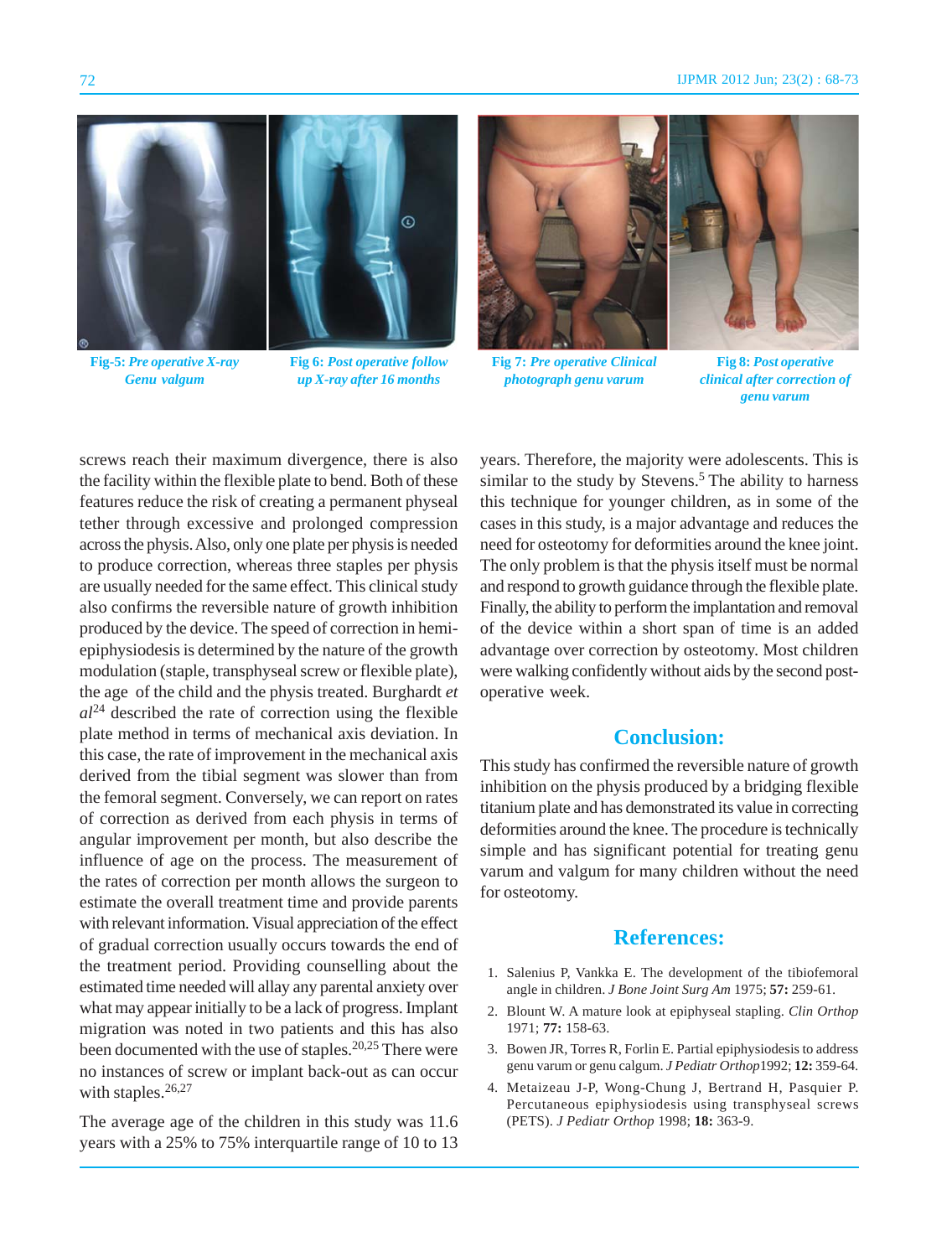Fig-5: *Pre operative X-ray Genu valgum*

Fig 6: *Post operative follow up X-ray after 16 months*

Fig 7: *Pre operative Clinical photograph genu varum*

Fig 8: *Post operative clinical after correction of genu varum*

screws reach their maximum divergence, there is also the facility within the flexible plate to bend. Both of these features reduce the risk of creating a permanent physeal tether through excessive and prolonged compression across the physis. Also, only one plate per physis is needed to produce correction, whereas three staples per physis are usually needed for the same effect. This clinical study also confirms the reversible nature of growth inhibition produced by the device. The speed of correction in hemi-epiphysiodesis is determined by the nature of the growth modulation (staple, transphyseal screw or flexible plate), the age of the child and the physis treated. Burghardt *et al*[24] described the rate of correction using the flexible plate method in terms of mechanical axis deviation. In this case, the rate of improvement in the mechanical axis derived from the tibial segment was slower than from the femoral segment. Conversely, we can report on rates of correction as derived from each physis in terms of angular improvement per month, but also describe the influence of age on the process. The measurement of the rates of correction per month allows the surgeon to estimate the overall treatment time and provide parents with relevant information. Visual appreciation of the effect of gradual correction usually occurs towards the end of the treatment period. Providing counselling about the estimated time needed will allay any parental anxiety over what may appear initially to be a lack of progress. Implant migration was noted in two patients and this has also been documented with the use of staples.[20,25] There were no instances of screw or implant back-out as can occur with staples.[26,27]

The average age of the children in this study was 11.6 years with a 25% to 75% interquartile range of 10 to 13 years. Therefore, the majority were adolescents. This is similar to the study by Stevens.[5] The ability to harness this technique for younger children, as in some of the cases in this study, is a major advantage and reduces the need for osteotomy for deformities around the knee joint. The only problem is that the physis itself must be normal and respond to growth guidance through the flexible plate. Finally, the ability to perform the implantation and removal of the device within a short span of time is an added advantage over correction by osteotomy. Most children were walking confidently without aids by the second post-operative week.

## Conclusion:

This study has confirmed the reversible nature of growth inhibition on the physis produced by a bridging flexible titanium plate and has demonstrated its value in correcting deformities around the knee. The procedure is technically simple and has significant potential for treating genu varum and valgum for many children without the need for osteotomy.

## References:

1. Salenius P, Vankka E. The development of the tibiofemoral angle in children. *J Bone Joint Surg Am* 1975; **57:** 259-61.
2. Blount W. A mature look at epiphyseal stapling. *Clin Orthop* 1971; **77:** 158-63.
3. Bowen JR, Torres R, Forlin E. Partial epiphysiodesis to address genu varum or genu calgum. *J Pediatr Orthop*1992; **12:** 359-64.
4. Metaizeau J-P, Wong-Chung J, Bertrand H, Pasquier P. Percutaneous epiphysiodesis using transphyseal screws (PETS). *J Pediatr Orthop* 1998; **18:** 363-9.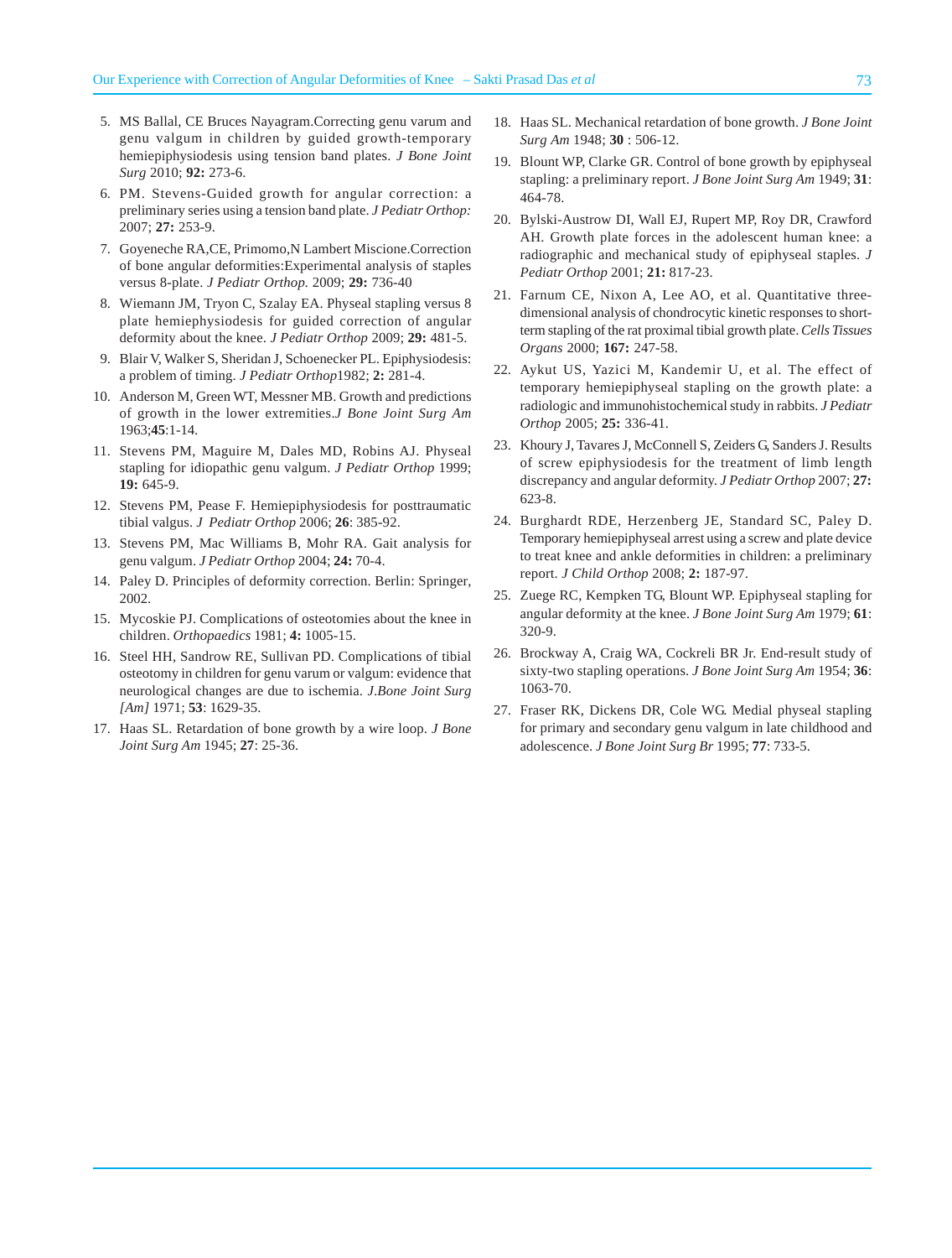5. MS Ballal, CE Bruces Nayagram.Correcting genu varum and genu valgum in children by guided growth-temporary hemiepiphysiodesis using tension band plates. *J Bone Joint Surg* 2010; **92:** 273-6.
6. PM. Stevens-Guided growth for angular correction: a preliminary series using a tension band plate. *J Pediatr Orthop:* 2007; **27:** 253-9.
7. Goyeneche RA,CE, Primomo,N Lambert Miscione.Correction of bone angular deformities:Experimental analysis of staples versus 8-plate. *J Pediatr Orthop.* 2009; **29:** 736-40
8. Wiemann JM, Tryon C, Szalay EA. Physeal stapling versus 8 plate hemiephysiodesis for guided correction of angular deformity about the knee. *J Pediatr Orthop* 2009; **29:** 481-5.
9. Blair V, Walker S, Sheridan J, Schoenecker PL. Epiphysiodesis: a problem of timing. *J Pediatr Orthop*1982; **2:** 281-4.
10. Anderson M, Green WT, Messner MB. Growth and predictions of growth in the lower extremities.*J Bone Joint Surg Am* 1963;**45**:1-14.
11. Stevens PM, Maguire M, Dales MD, Robins AJ. Physeal stapling for idiopathic genu valgum. *J Pediatr Orthop* 1999; **19:** 645-9.
12. Stevens PM, Pease F. Hemiepiphysiodesis for posttraumatic tibial valgus. *J Pediatr Orthop* 2006; **26**: 385-92.
13. Stevens PM, Mac Williams B, Mohr RA. Gait analysis for genu valgum. *J Pediatr Orthop* 2004; **24:** 70-4.
14. Paley D. Principles of deformity correction. Berlin: Springer, 2002.
15. Mycoskie PJ. Complications of osteotomies about the knee in children. *Orthopaedics* 1981; **4:** 1005-15.
16. Steel HH, Sandrow RE, Sullivan PD. Complications of tibial osteotomy in children for genu varum or valgum: evidence that neurological changes are due to ischemia. *J.Bone Joint Surg [Am]* 1971; **53**: 1629-35.
17. Haas SL. Retardation of bone growth by a wire loop. *J Bone Joint Surg Am* 1945; **27**: 25-36.
18. Haas SL. Mechanical retardation of bone growth. *J Bone Joint Surg Am* 1948; **30** : 506-12.
19. Blount WP, Clarke GR. Control of bone growth by epiphyseal stapling: a preliminary report. *J Bone Joint Surg Am* 1949; **31**: 464-78.
20. Bylski-Austrow DI, Wall EJ, Rupert MP, Roy DR, Crawford AH. Growth plate forces in the adolescent human knee: a radiographic and mechanical study of epiphyseal staples. *J Pediatr Orthop* 2001; **21:** 817-23.
21. Farnum CE, Nixon A, Lee AO, et al. Quantitative three-dimensional analysis of chondrocytic kinetic responses to short-term stapling of the rat proximal tibial growth plate. *Cells Tissues Organs* 2000; **167:** 247-58.
22. Aykut US, Yazici M, Kandemir U, et al. The effect of temporary hemiepiphyseal stapling on the growth plate: a radiologic and immunohistochemical study in rabbits. *J Pediatr Orthop* 2005; **25:** 336-41.
23. Khoury J, Tavares J, McConnell S, Zeiders G, Sanders J. Results of screw epiphysiodesis for the treatment of limb length discrepancy and angular deformity. *J Pediatr Orthop* 2007; **27:** 623-8.
24. Burghardt RDE, Herzenberg JE, Standard SC, Paley D. Temporary hemiepiphyseal arrest using a screw and plate device to treat knee and ankle deformities in children: a preliminary report. *J Child Orthop* 2008; **2:** 187-97.
25. Zuege RC, Kempken TG, Blount WP. Epiphyseal stapling for angular deformity at the knee. *J Bone Joint Surg Am* 1979; **61**: 320-9.
26. Brockway A, Craig WA, Cockreli BR Jr. End-result study of sixty-two stapling operations. *J Bone Joint Surg Am* 1954; **36**: 1063-70.
27. Fraser RK, Dickens DR, Cole WG. Medial physeal stapling for primary and secondary genu valgum in late childhood and adolescence. *J Bone Joint Surg Br* 1995; **77**: 733-5.